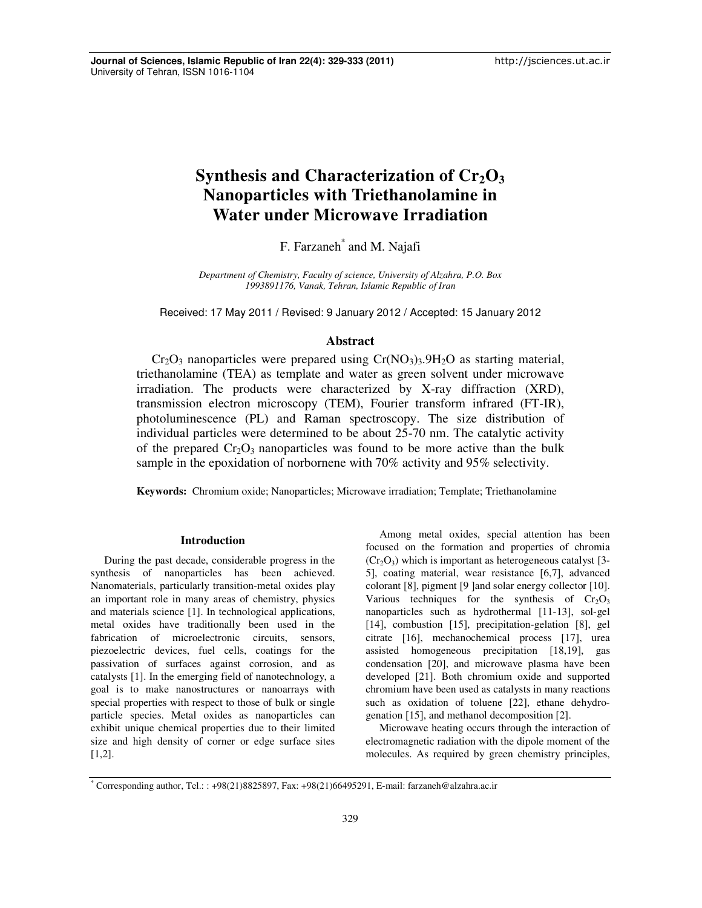# Synthesis and Characterization of $Cr_2O_3$ Nanoparticles with Triethanolamine in Water under Microwave Irradiation

F. Farzaneh[*] and M. Najafi

*Department of Chemistry, Faculty of science, University of Alzahra, P.O. Box 1993891176, Vanak, Tehran, Islamic Republic of Iran*

Received: 17 May 2011 / Revised: 9 January 2012 / Accepted: 15 January 2012

## Abstract

$Cr_2O_3$ nanoparticles were prepared using $Cr(NO_3)_3.9H_2O$ as starting material, triethanolamine (TEA) as template and water as green solvent under microwave irradiation. The products were characterized by X-ray diffraction (XRD), transmission electron microscopy (TEM), Fourier transform infrared (FT-IR), photoluminescence (PL) and Raman spectroscopy. The size distribution of individual particles were determined to be about 25-70 nm. The catalytic activity of the prepared $Cr_2O_3$ nanoparticles was found to be more active than the bulk sample in the epoxidation of norbornene with 70% activity and 95% selectivity.

**Keywords:** Chromium oxide; Nanoparticles; Microwave irradiation; Template; Triethanolamine

## Introduction

During the past decade, considerable progress in the synthesis of nanoparticles has been achieved. Nanomaterials, particularly transition-metal oxides play an important role in many areas of chemistry, physics and materials science [1]. In technological applications, metal oxides have traditionally been used in the fabrication of microelectronic circuits, sensors, piezoelectric devices, fuel cells, coatings for the passivation of surfaces against corrosion, and as catalysts [1]. In the emerging field of nanotechnology, a goal is to make nanostructures or nanoarrays with special properties with respect to those of bulk or single particle species. Metal oxides as nanoparticles can exhibit unique chemical properties due to their limited size and high density of corner or edge surface sites [1,2].

Among metal oxides, special attention has been focused on the formation and properties of chromia ($Cr_2O_3$) which is important as heterogeneous catalyst [3-5], coating material, wear resistance [6,7], advanced colorant [8], pigment [9 ]and solar energy collector [10]. Various techniques for the synthesis of $Cr_2O_3$ nanoparticles such as hydrothermal [11-13], sol-gel [14], combustion [15], precipitation-gelation [8], gel citrate [16], mechanochemical process [17], urea assisted homogeneous precipitation [18,19], gas condensation [20], and microwave plasma have been developed [21]. Both chromium oxide and supported chromium have been used as catalysts in many reactions such as oxidation of toluene [22], ethane dehydrogenation [15], and methanol decomposition [2].

Microwave heating occurs through the interaction of electromagnetic radiation with the dipole moment of the molecules. As required by green chemistry principles,

[*] Corresponding author, Tel.: : +98(21)8825897, Fax: +98(21)66495291, E-mail: farzaneh@alzahra.ac.ir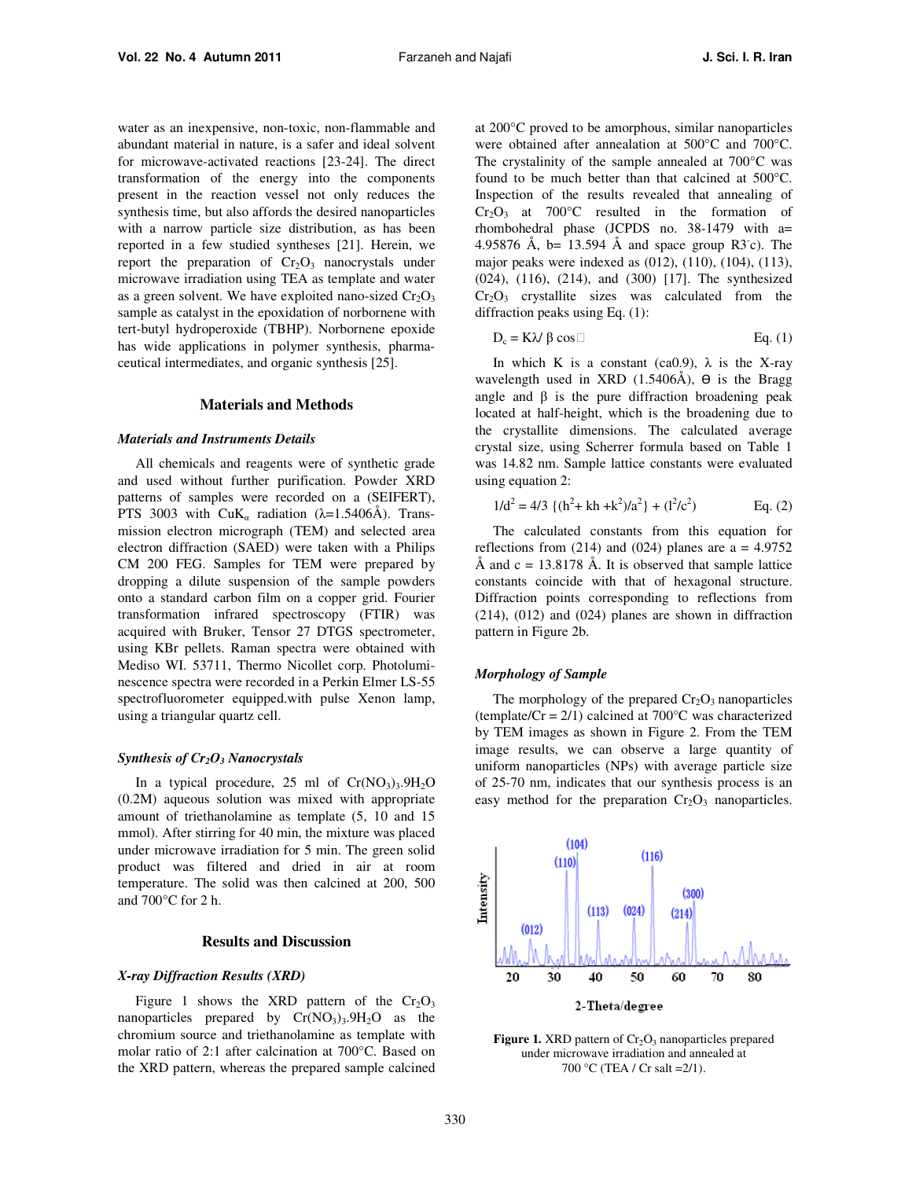water as an inexpensive, non-toxic, non-flammable and abundant material in nature, is a safer and ideal solvent for microwave-activated reactions [23-24]. The direct transformation of the energy into the components present in the reaction vessel not only reduces the synthesis time, but also affords the desired nanoparticles with a narrow particle size distribution, as has been reported in a few studied syntheses [21]. Herein, we report the preparation of $Cr_2O_3$ nanocrystals under microwave irradiation using TEA as template and water as a green solvent. We have exploited nano-sized $Cr_2O_3$ sample as catalyst in the epoxidation of norbornene with tert-butyl hydroperoxide (TBHP). Norbornene epoxide has wide applications in polymer synthesis, pharmaceutical intermediates, and organic synthesis [25].

## Materials and Methods

### *Materials and Instruments Details*

All chemicals and reagents were of synthetic grade and used without further purification. Powder XRD patterns of samples were recorded on a (SEIFERT), PTS 3003 with $CuK_\alpha$ radiation ($\lambda$=1.5406Å). Transmission electron micrograph (TEM) and selected area electron diffraction (SAED) were taken with a Philips CM 200 FEG. Samples for TEM were prepared by dropping a dilute suspension of the sample powders onto a standard carbon film on a copper grid. Fourier transformation infrared spectroscopy (FTIR) was acquired with Bruker, Tensor 27 DTGS spectrometer, using KBr pellets. Raman spectra were obtained with Mediso WI. 53711, Thermo Nicollet corp. Photoluminescence spectra were recorded in a Perkin Elmer LS-55 spectrofluorometer equipped.with pulse Xenon lamp, using a triangular quartz cell.

### *Synthesis of $Cr_2O_3$ Nanocrystals*

In a typical procedure, 25 ml of $Cr(NO_3)_3.9H_2O$ (0.2M) aqueous solution was mixed with appropriate amount of triethanolamine as template (5, 10 and 15 mmol). After stirring for 40 min, the mixture was placed under microwave irradiation for 5 min. The green solid product was filtered and dried in air at room temperature. The solid was then calcined at 200, 500 and 700°C for 2 h.

## Results and Discussion

### *X-ray Diffraction Results (XRD)*

Figure 1 shows the XRD pattern of the $Cr_2O_3$ nanoparticles prepared by $Cr(NO_3)_3.9H_2O$ as the chromium source and triethanolamine as template with molar ratio of 2:1 after calcination at 700°C. Based on the XRD pattern, whereas the prepared sample calcined at 200°C proved to be amorphous, similar nanoparticles were obtained after annealation at 500°C and 700°C. The crystallinity of the sample annealed at 700°C was found to be much better than that calcined at 500°C. Inspection of the results revealed that annealing of $Cr_2O_3$ at 700°C resulted in the formation of rhombohedral phase (JCPDS no. 38-1479 with a= 4.95876 Å, b= 13.594 Å and space group R3̄c). The major peaks were indexed as (012), (110), (104), (113), (024), (116), (214), and (300) [17]. The synthesized $Cr_2O_3$ crystallite sizes was calculated from the diffraction peaks using Eq. (1):

$$D_c = K\lambda / \beta \cos\theta \qquad \text{Eq. (1)}$$

In which K is a constant (ca0.9), $\lambda$ is the X-ray wavelength used in XRD (1.5406Å), $\theta$ is the Bragg angle and $\beta$ is the pure diffraction broadening peak located at half-height, which is the broadening due to the crystallite dimensions. The calculated average crystal size, using Scherrer formula based on Table 1 was 14.82 nm. Sample lattice constants were evaluated using equation 2:

$$1/d^2 = 4/3 \{(h^2 + kh + k^2)/a^2\} + (l^2/c^2) \qquad \text{Eq. (2)}$$

The calculated constants from this equation for reflections from (214) and (024) planes are a = 4.9752 Å and c = 13.8178 Å. It is observed that sample lattice constants coincide with that of hexagonal structure. Diffraction points corresponding to reflections from (214), (012) and (024) planes are shown in diffraction pattern in Figure 2b.

### *Morphology of Sample*

The morphology of the prepared $Cr_2O_3$ nanoparticles (template/Cr = 2/1) calcined at 700°C was characterized by TEM images as shown in Figure 2. From the TEM image results, we can observe a large quantity of uniform nanoparticles (NPs) with average particle size of 25-70 nm, indicates that our synthesis process is an easy method for the preparation $Cr_2O_3$ nanoparticles.

**Figure 1.** XRD pattern of $Cr_2O_3$ nanoparticles prepared under microwave irradiation and annealed at 700 °C (TEA / Cr salt =2/1).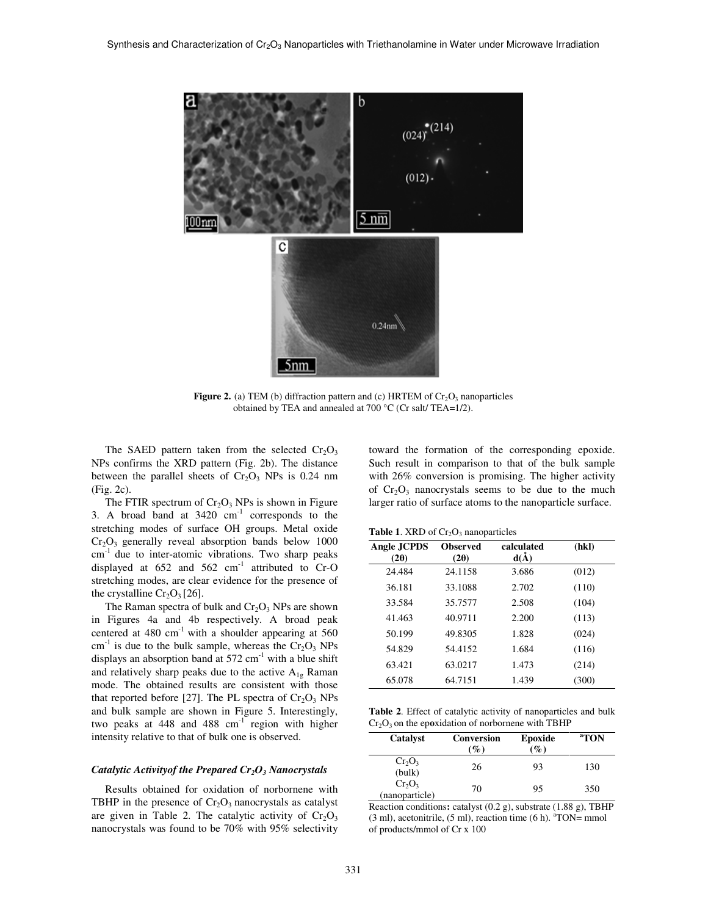**Figure 2.** (a) TEM (b) diffraction pattern and (c) HRTEM of $Cr_2O_3$ nanoparticles obtained by TEA and annealed at 700 °C (Cr salt/ TEA=1/2).

The SAED pattern taken from the selected $Cr_2O_3$ NPs confirms the XRD pattern (Fig. 2b). The distance between the parallel sheets of $Cr_2O_3$ NPs is 0.24 nm (Fig. 2c).

The FTIR spectrum of $Cr_2O_3$ NPs is shown in Figure 3. A broad band at 3420 $cm^{-1}$ corresponds to the stretching modes of surface OH groups. Metal oxide $Cr_2O_3$ generally reveal absorption bands below 1000 $cm^{-1}$ due to inter-atomic vibrations. Two sharp peaks displayed at 652 and 562 $cm^{-1}$ attributed to Cr-O stretching modes, are clear evidence for the presence of the crystalline $Cr_2O_3$ [26].

The Raman spectra of bulk and $Cr_2O_3$ NPs are shown in Figures 4a and 4b respectively. A broad peak centered at 480 $cm^{-1}$ with a shoulder appearing at 560 $cm^{-1}$ is due to the bulk sample, whereas the $Cr_2O_3$ NPs displays an absorption band at 572 $cm^{-1}$ with a blue shift and relatively sharp peaks due to the active $A_{1g}$ Raman mode. The obtained results are consistent with those that reported before [27]. The PL spectra of $Cr_2O_3$ NPs and bulk sample are shown in Figure 5. Interestingly, two peaks at 448 and 488 $cm^{-1}$ region with higher intensity relative to that of bulk one is observed.

### *Catalytic Activityof the Prepared $Cr_2O_3$ Nanocrystals*

Results obtained for oxidation of norbornene with TBHP in the presence of $Cr_2O_3$ nanocrystals as catalyst are given in Table 2. The catalytic activity of $Cr_2O_3$ nanocrystals was found to be 70% with 95% selectivity toward the formation of the corresponding epoxide. Such result in comparison to that of the bulk sample with 26% conversion is promising. The higher activity of $Cr_2O_3$ nanocrystals seems to be due to the much larger ratio of surface atoms to the nanoparticle surface.

**Table 1**. XRD of $Cr_2O_3$ nanoparticles

| Angle JCPDS (2θ) | Observed (2θ) | calculated d(Å) | (hkl) |
|---|---|---|---|
| 24.484 | 24.1158 | 3.686 | (012) |
| 36.181 | 33.1088 | 2.702 | (110) |
| 33.584 | 35.7577 | 2.508 | (104) |
| 41.463 | 40.9711 | 2.200 | (113) |
| 50.199 | 49.8305 | 1.828 | (024) |
| 54.829 | 54.4152 | 1.684 | (116) |
| 63.421 | 63.0217 | 1.473 | (214) |
| 65.078 | 64.7151 | 1.439 | (300) |

**Table 2**. Effect of catalytic activity of nanoparticles and bulk $Cr_2O_3$ on the epoxidation of norbornene with TBHP

| Catalyst | Conversion (%) | Epoxide (%) | [a]TON |
|---|---|---|---|
| $Cr_2O_3$ (bulk) | 26 | 93 | 130 |
| $Cr_2O_3$ (nanoparticle) | 70 | 95 | 350 |

Reaction conditions**:** catalyst (0.2 g), substrate (1.88 g), TBHP (3 ml), acetonitrile, (5 ml), reaction time (6 h). [a]TON= mmol of products/mmol of Cr x 100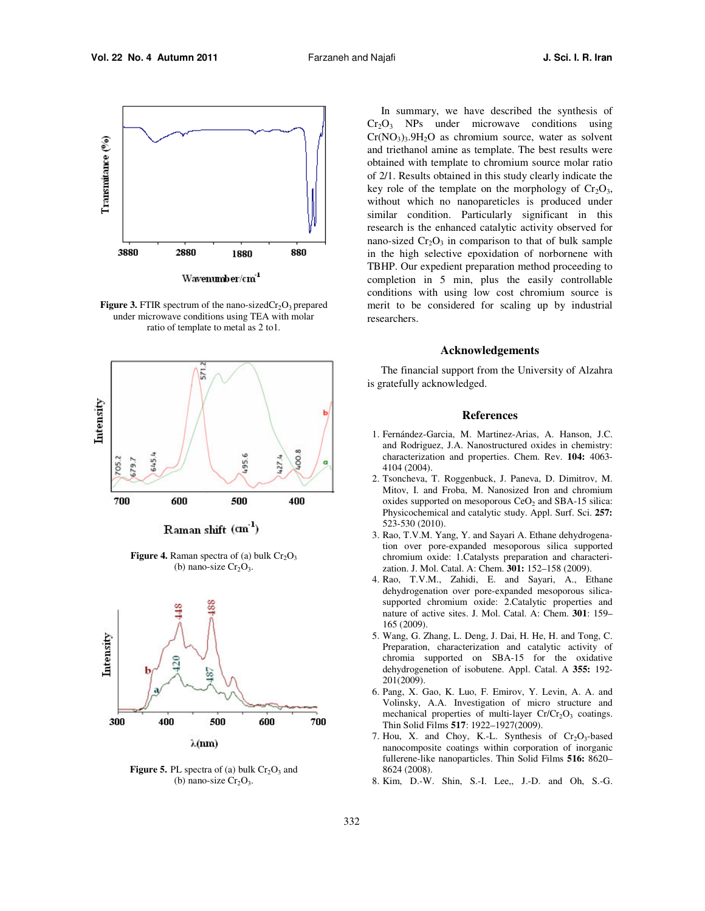Figure 3. FTIR spectrum of the nano-sized$Cr_2O_3$ prepared under microwave conditions using TEA with molar ratio of template to metal as 2 to1.

Figure 4. Raman spectra of (a) bulk $Cr_2O_3$ (b) nano-size $Cr_2O_3$.

Figure 5. PL spectra of (a) bulk $Cr_2O_3$ and (b) nano-size $Cr_2O_3$.

In summary, we have described the synthesis of $Cr_2O_3$ NPs under microwave conditions using $Cr(NO_3)_3.9H_2O$ as chromium source, water as solvent and triethanol amine as template. The best results were obtained with template to chromium source molar ratio of 2/1. Results obtained in this study clearly indicate the key role of the template on the morphology of $Cr_2O_3$, without which no nanopareticles is produced under similar condition. Particularly significant in this research is the enhanced catalytic activity observed for nano-sized $Cr_2O_3$ in comparison to that of bulk sample in the high selective epoxidation of norbornene with TBHP. Our expedient preparation method proceeding to completion in 5 min, plus the easily controllable conditions with using low cost chromium source is merit to be considered for scaling up by industrial researchers.

## Acknowledgements

The financial support from the University of Alzahra is gratefully acknowledged.

## References

1. Fernández-Garcia, M. Martinez-Arias, A. Hanson, J.C. and Rodriguez, J.A. Nanostructured oxides in chemistry: characterization and properties. Chem. Rev. **104:** 4063-4104 (2004).
2. Tsoncheva, T. Roggenbuck, J. Paneva, D. Dimitrov, M. Mitov, I. and Froba, M. Nanosized Iron and chromium oxides supported on mesoporous $CeO_2$ and SBA-15 silica: Physicochemical and catalytic study. Appl. Surf. Sci. **257:** 523-530 (2010).
3. Rao, T.V.M. Yang, Y. and Sayari A. Ethane dehydrogenation over pore-expanded mesoporous silica supported chromium oxide: 1.Catalysts preparation and characterization. J. Mol. Catal. A: Chem. **301:** 152–158 (2009).
4. Rao, T.V.M., Zahidi, E. and Sayari, A., Ethane dehydrogenation over pore-expanded mesoporous silica-supported chromium oxide: 2.Catalytic properties and nature of active sites. J. Mol. Catal. A: Chem. **301**: 159–165 (2009).
5. Wang, G. Zhang, L. Deng, J. Dai, H. He, H. and Tong, C. Preparation, characterization and catalytic activity of chromia supported on SBA-15 for the oxidative dehydrogenetion of isobutene. Appl. Catal. A **355:** 192-201(2009).
6. Pang, X. Gao, K. Luo, F. Emirov, Y. Levin, A. A. and Volinsky, A.A. Investigation of micro structure and mechanical properties of multi-layer $Cr/Cr_2O_3$ coatings. Thin Solid Films **517**: 1922–1927(2009).
7. Hou, X. and Choy, K.-L. Synthesis of $Cr_2O_3$-based nanocomposite coatings within corporation of inorganic fullerene-like nanoparticles. Thin Solid Films **516:** 8620–8624 (2008).
8. Kim, D.-W. Shin, S.-I. Lee,, J.-D. and Oh, S.-G.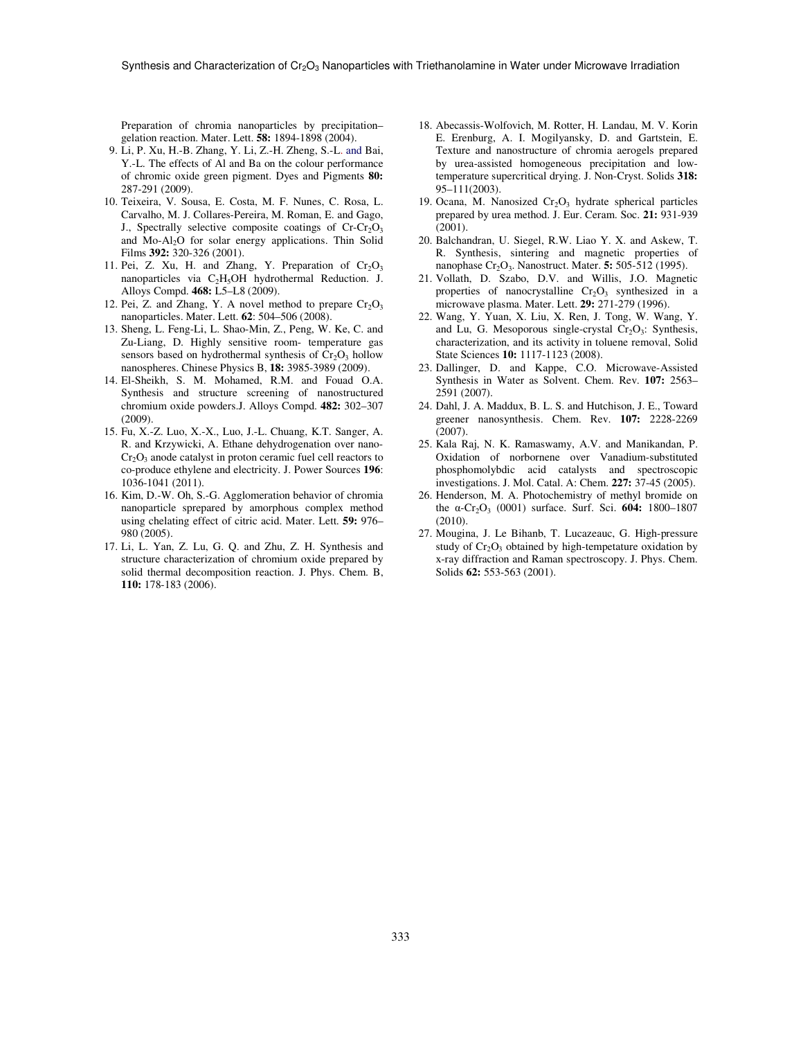Preparation of chromia nanoparticles by precipitation–gelation reaction. Mater. Lett. **58:** 1894-1898 (2004).

9. Li, P. Xu, H.-B. Zhang, Y. Li, Z.-H. Zheng, S.-L. and Bai, Y.-L. The effects of Al and Ba on the colour performance of chromic oxide green pigment. Dyes and Pigments **80:** 287-291 (2009).
10. Teixeira, V. Sousa, E. Costa, M. F. Nunes, C. Rosa, L. Carvalho, M. J. Collares-Pereira, M. Roman, E. and Gago, J., Spectrally selective composite coatings of Cr-$Cr_2O_3$ and Mo-$Al_2O$ for solar energy applications. Thin Solid Films **392:** 320-326 (2001).
11. Pei, Z. Xu, H. and Zhang, Y. Preparation of $Cr_2O_3$ nanoparticles via $C_2H_5OH$ hydrothermal Reduction. J. Alloys Compd. **468:** L5–L8 (2009).
12. Pei, Z. and Zhang, Y. A novel method to prepare $Cr_2O_3$ nanoparticles. Mater. Lett. **62**: 504–506 (2008).
13. Sheng, L. Feng-Li, L. Shao-Min, Z., Peng, W. Ke, C. and Zu-Liang, D. Highly sensitive room- temperature gas sensors based on hydrothermal synthesis of $Cr_2O_3$ hollow nanospheres. Chinese Physics B, **18:** 3985-3989 (2009).
14. El-Sheikh, S. M. Mohamed, R.M. and Fouad O.A. Synthesis and structure screening of nanostructured chromium oxide powders.J. Alloys Compd. **482:** 302–307 (2009).
15. Fu, X.-Z. Luo, X.-X., Luo, J.-L. Chuang, K.T. Sanger, A. R. and Krzywicki, A. Ethane dehydrogenation over nano-$Cr_2O_3$ anode catalyst in proton ceramic fuel cell reactors to co-produce ethylene and electricity. J. Power Sources **196**: 1036-1041 (2011).
16. Kim, D.-W. Oh, S.-G. Agglomeration behavior of chromia nanoparticle sprepared by amorphous complex method using chelating effect of citric acid. Mater. Lett. **59:** 976–980 (2005).
17. Li, L. Yan, Z. Lu, G. Q. and Zhu, Z. H. Synthesis and structure characterization of chromium oxide prepared by solid thermal decomposition reaction. J. Phys. Chem. B, **110:** 178-183 (2006).
18. Abecassis-Wolfovich, M. Rotter, H. Landau, M. V. Korin E. Erenburg, A. I. Mogilyansky, D. and Gartstein, E. Texture and nanostructure of chromia aerogels prepared by urea-assisted homogeneous precipitation and low-temperature supercritical drying. J. Non-Cryst. Solids **318:** 95–111(2003).
19. Ocana, M. Nanosized $Cr_2O_3$ hydrate spherical particles prepared by urea method. J. Eur. Ceram. Soc. **21:** 931-939 (2001).
20. Balchandran, U. Siegel, R.W. Liao Y. X. and Askew, T. R. Synthesis, sintering and magnetic properties of nanophase $Cr_2O_3$. Nanostruct. Mater. **5:** 505-512 (1995).
21. Vollath, D. Szabo, D.V. and Willis, J.O. Magnetic properties of nanocrystalline $Cr_2O_3$ synthesized in a microwave plasma. Mater. Lett. **29:** 271-279 (1996).
22. Wang, Y. Yuan, X. Liu, X. Ren, J. Tong, W. Wang, Y. and Lu, G. Mesoporous single-crystal $Cr_2O_3$: Synthesis, characterization, and its activity in toluene removal, Solid State Sciences **10:** 1117-1123 (2008).
23. Dallinger, D. and Kappe, C.O. Microwave-Assisted Synthesis in Water as Solvent. Chem. Rev. **107:** 2563–2591 (2007).
24. Dahl, J. A. Maddux, B. L. S. and Hutchison, J. E., Toward greener nanosynthesis. Chem. Rev. **107:** 2228-2269 (2007).
25. Kala Raj, N. K. Ramaswamy, A.V. and Manikandan, P. Oxidation of norbornene over Vanadium-substituted phosphomolybdic acid catalysts and spectroscopic investigations. J. Mol. Catal. A: Chem. **227:** 37-45 (2005).
26. Henderson, M. A. Photochemistry of methyl bromide on the α-$Cr_2O_3$ (0001) surface. Surf. Sci. **604:** 1800–1807 (2010).
27. Mougina, J. Le Bihanb, T. Lucazeauc, G. High-pressure study of $Cr_2O_3$ obtained by high-tempetature oxidation by x-ray diffraction and Raman spectroscopy. J. Phys. Chem. Solids **62:** 553-563 (2001).